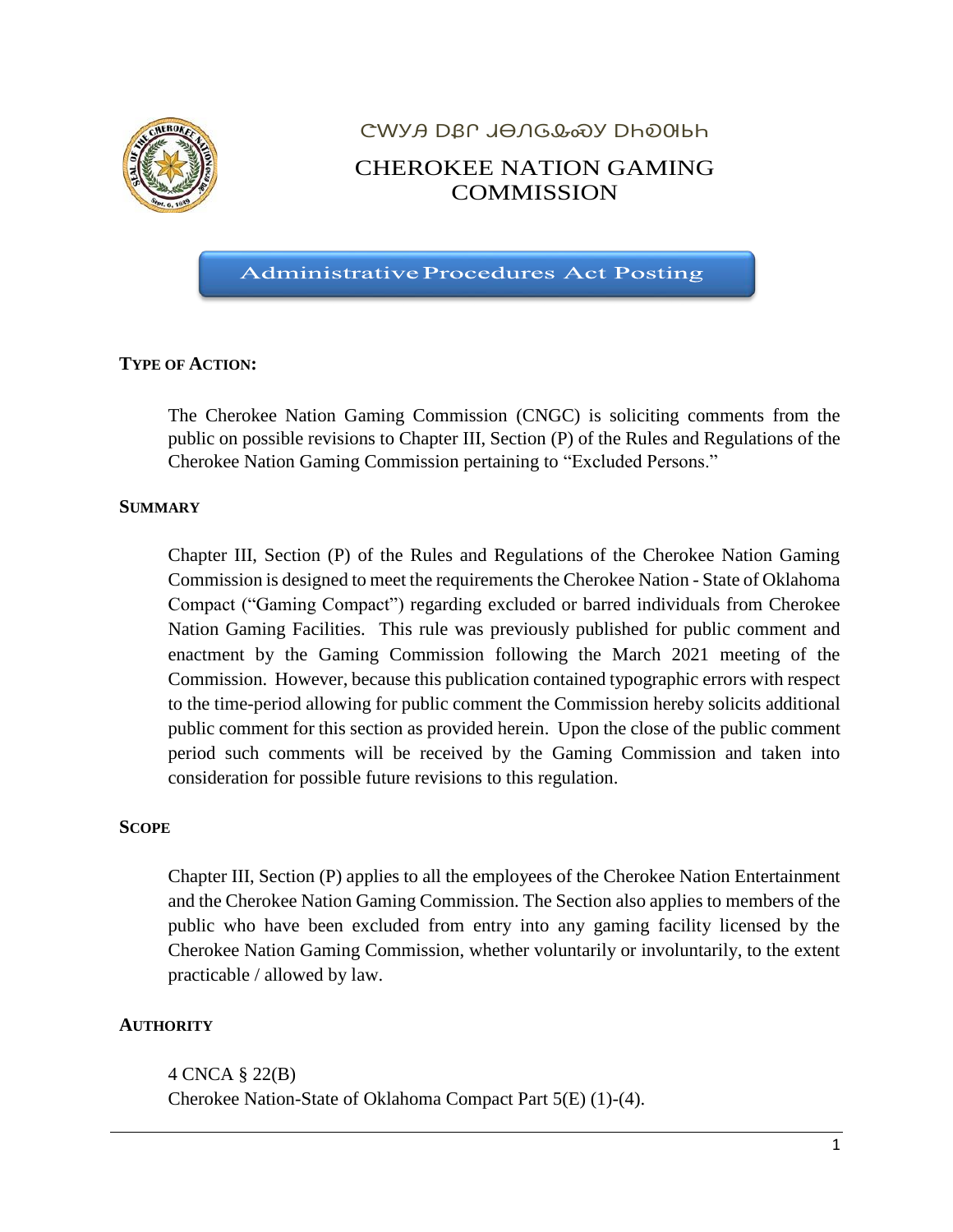ᏣᎳᎩ ᎠᏰᎵ ᏧᎾᏁᏩᎭᏍᎩ ᎠᏂᏍᏆᏂ

# CHEROKEE NATION GAMING COMMISSION

## Administrative Procedures Act Posting

**TYPE OF ACTION:**

The Cherokee Nation Gaming Commission (CNGC) is soliciting comments from the public on possible revisions to Chapter III, Section (P) of the Rules and Regulations of the Cherokee Nation Gaming Commission pertaining to "Excluded Persons."

**SUMMARY**

Chapter III, Section (P) of the Rules and Regulations of the Cherokee Nation Gaming Commission is designed to meet the requirements the Cherokee Nation - State of Oklahoma Compact ("Gaming Compact") regarding excluded or barred individuals from Cherokee Nation Gaming Facilities. This rule was previously published for public comment and enactment by the Gaming Commission following the March 2021 meeting of the Commission. However, because this publication contained typographic errors with respect to the time-period allowing for public comment the Commission hereby solicits additional public comment for this section as provided herein. Upon the close of the public comment period such comments will be received by the Gaming Commission and taken into consideration for possible future revisions to this regulation.

**SCOPE**

Chapter III, Section (P) applies to all the employees of the Cherokee Nation Entertainment and the Cherokee Nation Gaming Commission. The Section also applies to members of the public who have been excluded from entry into any gaming facility licensed by the Cherokee Nation Gaming Commission, whether voluntarily or involuntarily, to the extent practicable / allowed by law.

**AUTHORITY**

4 CNCA § 22(B)
Cherokee Nation-State of Oklahoma Compact Part 5(E) (1)-(4).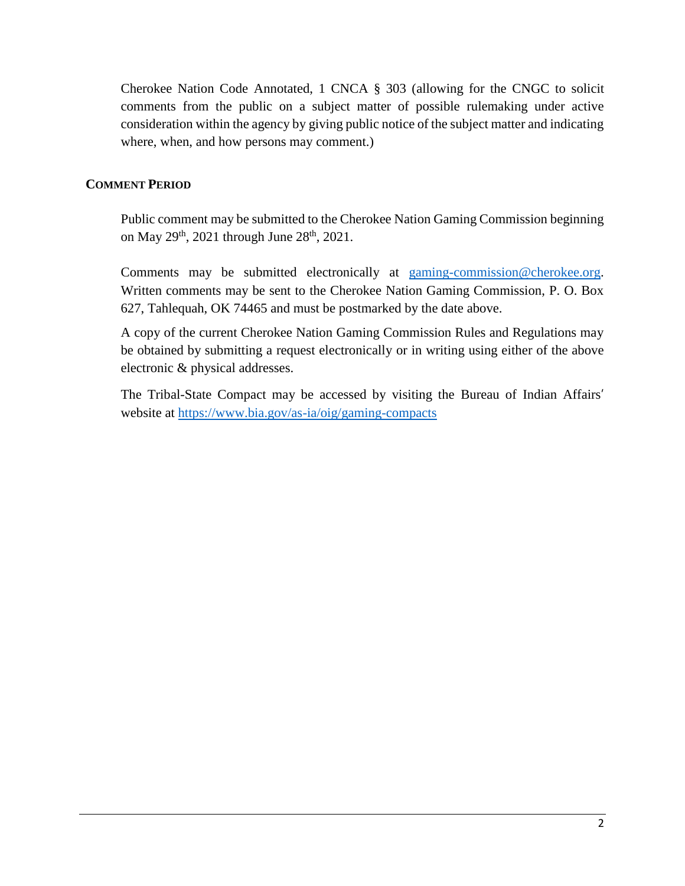Cherokee Nation Code Annotated, 1 CNCA § 303 (allowing for the CNGC to solicit comments from the public on a subject matter of possible rulemaking under active consideration within the agency by giving public notice of the subject matter and indicating where, when, and how persons may comment.)

## COMMENT PERIOD

Public comment may be submitted to the Cherokee Nation Gaming Commission beginning on May 29th, 2021 through June 28th, 2021.

Comments may be submitted electronically at gaming-commission@cherokee.org. Written comments may be sent to the Cherokee Nation Gaming Commission, P. O. Box 627, Tahlequah, OK 74465 and must be postmarked by the date above.

A copy of the current Cherokee Nation Gaming Commission Rules and Regulations may be obtained by submitting a request electronically or in writing using either of the above electronic & physical addresses.

The Tribal-State Compact may be accessed by visiting the Bureau of Indian Affairs′ website at https://www.bia.gov/as-ia/oig/gaming-compacts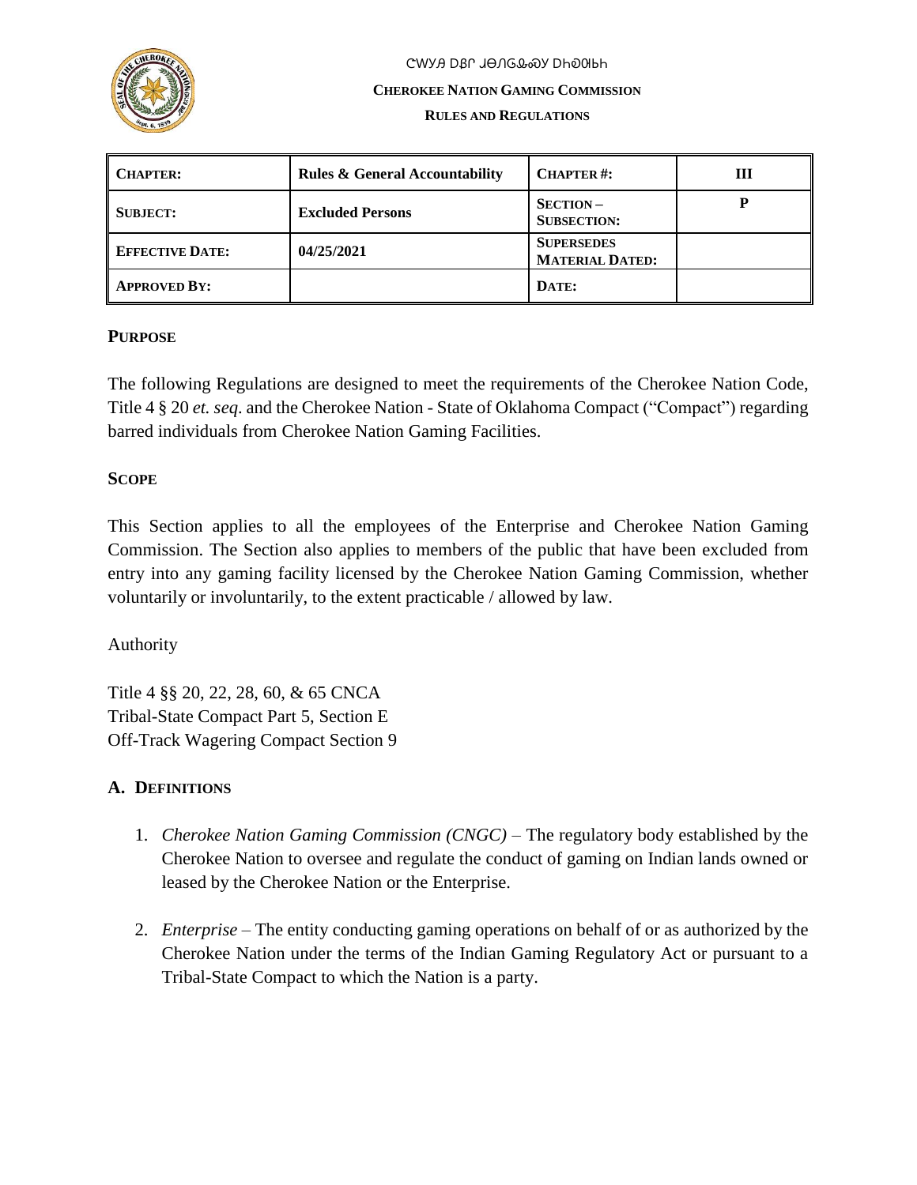ᏣᎳᎩ ᎠᏰᏟ ᏧᎾᏁᎶᎲᏍᎩ ᎠᏂᏍᎦᏯ

**CHEROKEE NATION GAMING COMMISSION**

**RULES AND REGULATIONS**

| **CHAPTER:** | **Rules & General Accountability** | **CHAPTER #:** | **III** |
|---|---|---|---|
| **SUBJECT:** | **Excluded Persons** | **SECTION – SUBSECTION:** | **P** |
| **EFFECTIVE DATE:** | **04/25/2021** | **SUPERSEDES MATERIAL DATED:** | |
| **APPROVED BY:** | | **DATE:** | |

**PURPOSE**

The following Regulations are designed to meet the requirements of the Cherokee Nation Code, Title 4 § 20 *et. seq*. and the Cherokee Nation - State of Oklahoma Compact ("Compact") regarding barred individuals from Cherokee Nation Gaming Facilities.

**SCOPE**

This Section applies to all the employees of the Enterprise and Cherokee Nation Gaming Commission. The Section also applies to members of the public that have been excluded from entry into any gaming facility licensed by the Cherokee Nation Gaming Commission, whether voluntarily or involuntarily, to the extent practicable / allowed by law.

Authority

Title 4 §§ 20, 22, 28, 60, & 65 CNCA
Tribal-State Compact Part 5, Section E
Off-Track Wagering Compact Section 9

**A. DEFINITIONS**

1. *Cherokee Nation Gaming Commission (CNGC)* – The regulatory body established by the Cherokee Nation to oversee and regulate the conduct of gaming on Indian lands owned or leased by the Cherokee Nation or the Enterprise.

2. *Enterprise* – The entity conducting gaming operations on behalf of or as authorized by the Cherokee Nation under the terms of the Indian Gaming Regulatory Act or pursuant to a Tribal-State Compact to which the Nation is a party.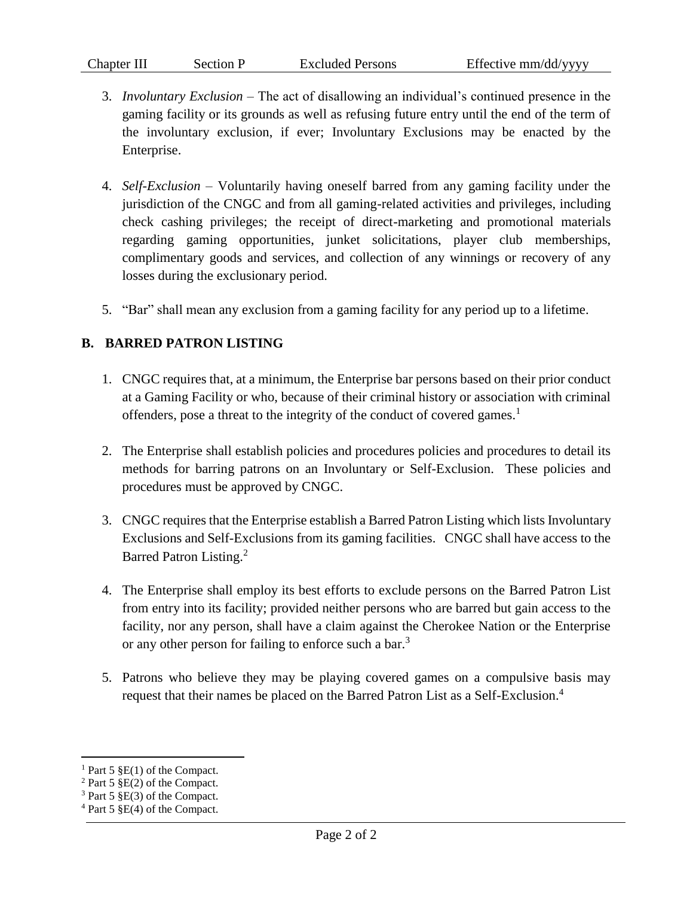3. *Involuntary Exclusion* – The act of disallowing an individual's continued presence in the gaming facility or its grounds as well as refusing future entry until the end of the term of the involuntary exclusion, if ever; Involuntary Exclusions may be enacted by the Enterprise.

4. *Self-Exclusion* – Voluntarily having oneself barred from any gaming facility under the jurisdiction of the CNGC and from all gaming-related activities and privileges, including check cashing privileges; the receipt of direct-marketing and promotional materials regarding gaming opportunities, junket solicitations, player club memberships, complimentary goods and services, and collection of any winnings or recovery of any losses during the exclusionary period.

5. "Bar" shall mean any exclusion from a gaming facility for any period up to a lifetime.

## B. BARRED PATRON LISTING

1. CNGC requires that, at a minimum, the Enterprise bar persons based on their prior conduct at a Gaming Facility or who, because of their criminal history or association with criminal offenders, pose a threat to the integrity of the conduct of covered games.[1]

2. The Enterprise shall establish policies and procedures policies and procedures to detail its methods for barring patrons on an Involuntary or Self-Exclusion. These policies and procedures must be approved by CNGC.

3. CNGC requires that the Enterprise establish a Barred Patron Listing which lists Involuntary Exclusions and Self-Exclusions from its gaming facilities. CNGC shall have access to the Barred Patron Listing.[2]

4. The Enterprise shall employ its best efforts to exclude persons on the Barred Patron List from entry into its facility; provided neither persons who are barred but gain access to the facility, nor any person, shall have a claim against the Cherokee Nation or the Enterprise or any other person for failing to enforce such a bar.[3]

5. Patrons who believe they may be playing covered games on a compulsive basis may request that their names be placed on the Barred Patron List as a Self-Exclusion.[4]

---

[1] Part 5 §E(1) of the Compact.

[2] Part 5 §E(2) of the Compact.

[3] Part 5 §E(3) of the Compact.

[4] Part 5 §E(4) of the Compact.